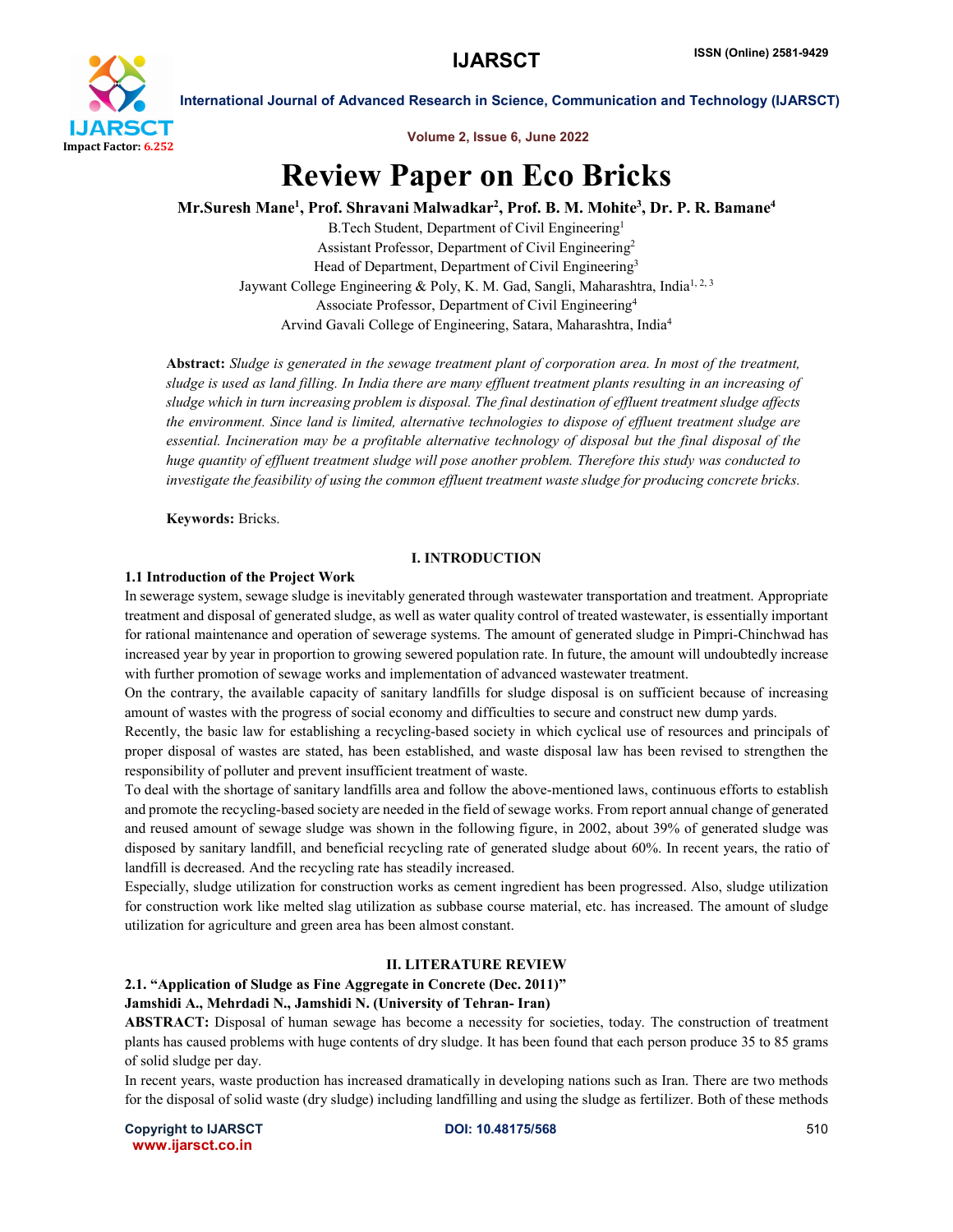# Review Paper on Eco Bricks

**Mr.Suresh Mane[1], Prof. Shravani Malwadkar[2], Prof. B. M. Mohite[3], Dr. P. R. Bamane[4]**

B.Tech Student, Department of Civil Engineering[1]
Assistant Professor, Department of Civil Engineering[2]
Head of Department, Department of Civil Engineering[3]
Jaywant College Engineering & Poly, K. M. Gad, Sangli, Maharashtra, India[1, 2, 3]
Associate Professor, Department of Civil Engineering[4]
Arvind Gavali College of Engineering, Satara, Maharashtra, India[4]

**Abstract:** *Sludge is generated in the sewage treatment plant of corporation area. In most of the treatment, sludge is used as land filling. In India there are many effluent treatment plants resulting in an increasing of sludge which in turn increasing problem is disposal. The final destination of effluent treatment sludge affects the environment. Since land is limited, alternative technologies to dispose of effluent treatment sludge are essential. Incineration may be a profitable alternative technology of disposal but the final disposal of the huge quantity of effluent treatment sludge will pose another problem. Therefore this study was conducted to investigate the feasibility of using the common effluent treatment waste sludge for producing concrete bricks.*

**Keywords:** Bricks.

## I. INTRODUCTION

### 1.1 Introduction of the Project Work

In sewerage system, sewage sludge is inevitably generated through wastewater transportation and treatment. Appropriate treatment and disposal of generated sludge, as well as water quality control of treated wastewater, is essentially important for rational maintenance and operation of sewerage systems. The amount of generated sludge in Pimpri-Chinchwad has increased year by year in proportion to growing sewered population rate. In future, the amount will undoubtedly increase with further promotion of sewage works and implementation of advanced wastewater treatment.

On the contrary, the available capacity of sanitary landfills for sludge disposal is on sufficient because of increasing amount of wastes with the progress of social economy and difficulties to secure and construct new dump yards.

Recently, the basic law for establishing a recycling-based society in which cyclical use of resources and principals of proper disposal of wastes are stated, has been established, and waste disposal law has been revised to strengthen the responsibility of polluter and prevent insufficient treatment of waste.

To deal with the shortage of sanitary landfills area and follow the above-mentioned laws, continuous efforts to establish and promote the recycling-based society are needed in the field of sewage works. From report annual change of generated and reused amount of sewage sludge was shown in the following figure, in 2002, about 39% of generated sludge was disposed by sanitary landfill, and beneficial recycling rate of generated sludge about 60%. In recent years, the ratio of landfill is decreased. And the recycling rate has steadily increased.

Especially, sludge utilization for construction works as cement ingredient has been progressed. Also, sludge utilization for construction work like melted slag utilization as subbase course material, etc. has increased. The amount of sludge utilization for agriculture and green area has been almost constant.

## II. LITERATURE REVIEW

### 2.1. "Application of Sludge as Fine Aggregate in Concrete (Dec. 2011)"

**Jamshidi A., Mehrdadi N., Jamshidi N. (University of Tehran- Iran)**

**ABSTRACT:** Disposal of human sewage has become a necessity for societies, today. The construction of treatment plants has caused problems with huge contents of dry sludge. It has been found that each person produce 35 to 85 grams of solid sludge per day.

In recent years, waste production has increased dramatically in developing nations such as Iran. There are two methods for the disposal of solid waste (dry sludge) including landfilling and using the sludge as fertilizer. Both of these methods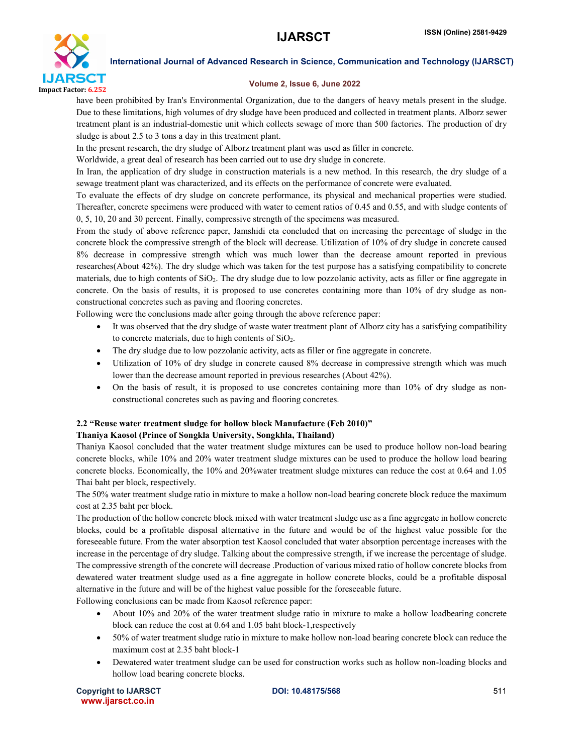have been prohibited by Iran's Environmental Organization, due to the dangers of heavy metals present in the sludge. Due to these limitations, high volumes of dry sludge have been produced and collected in treatment plants. Alborz sewer treatment plant is an industrial-domestic unit which collects sewage of more than 500 factories. The production of dry sludge is about 2.5 to 3 tons a day in this treatment plant.

In the present research, the dry sludge of Alborz treatment plant was used as filler in concrete.

Worldwide, a great deal of research has been carried out to use dry sludge in concrete.

In Iran, the application of dry sludge in construction materials is a new method. In this research, the dry sludge of a sewage treatment plant was characterized, and its effects on the performance of concrete were evaluated.

To evaluate the effects of dry sludge on concrete performance, its physical and mechanical properties were studied. Thereafter, concrete specimens were produced with water to cement ratios of 0.45 and 0.55, and with sludge contents of 0, 5, 10, 20 and 30 percent. Finally, compressive strength of the specimens was measured.

From the study of above reference paper, Jamshidi eta concluded that on increasing the percentage of sludge in the concrete block the compressive strength of the block will decrease. Utilization of 10% of dry sludge in concrete caused 8% decrease in compressive strength which was much lower than the decrease amount reported in previous researches(About 42%). The dry sludge which was taken for the test purpose has a satisfying compatibility to concrete materials, due to high contents of $SiO_2$. The dry sludge due to low pozzolanic activity, acts as filler or fine aggregate in concrete. On the basis of results, it is proposed to use concretes containing more than 10% of dry sludge as non-constructional concretes such as paving and flooring concretes.

Following were the conclusions made after going through the above reference paper:

- It was observed that the dry sludge of waste water treatment plant of Alborz city has a satisfying compatibility to concrete materials, due to high contents of $SiO_2$.
- The dry sludge due to low pozzolanic activity, acts as filler or fine aggregate in concrete.
- Utilization of 10% of dry sludge in concrete caused 8% decrease in compressive strength which was much lower than the decrease amount reported in previous researches (About 42%).
- On the basis of result, it is proposed to use concretes containing more than 10% of dry sludge as non-constructional concretes such as paving and flooring concretes.

### 2.2 "Reuse water treatment sludge for hollow block Manufacture (Feb 2010)"

**Thaniya Kaosol (Prince of Songkla University, Songkhla, Thailand)**

Thaniya Kaosol concluded that the water treatment sludge mixtures can be used to produce hollow non-load bearing concrete blocks, while 10% and 20% water treatment sludge mixtures can be used to produce the hollow load bearing concrete blocks. Economically, the 10% and 20%water treatment sludge mixtures can reduce the cost at 0.64 and 1.05 Thai baht per block, respectively.

The 50% water treatment sludge ratio in mixture to make a hollow non-load bearing concrete block reduce the maximum cost at 2.35 baht per block.

The production of the hollow concrete block mixed with water treatment sludge use as a fine aggregate in hollow concrete blocks, could be a profitable disposal alternative in the future and would be of the highest value possible for the foreseeable future. From the water absorption test Kaosol concluded that water absorption percentage increases with the increase in the percentage of dry sludge. Talking about the compressive strength, if we increase the percentage of sludge. The compressive strength of the concrete will decrease .Production of various mixed ratio of hollow concrete blocks from dewatered water treatment sludge used as a fine aggregate in hollow concrete blocks, could be a profitable disposal alternative in the future and will be of the highest value possible for the foreseeable future.

Following conclusions can be made from Kaosol reference paper:

- About 10% and 20% of the water treatment sludge ratio in mixture to make a hollow loadbearing concrete block can reduce the cost at 0.64 and 1.05 baht block-1,respectively
- 50% of water treatment sludge ratio in mixture to make hollow non-load bearing concrete block can reduce the maximum cost at 2.35 baht block-1
- Dewatered water treatment sludge can be used for construction works such as hollow non-loading blocks and hollow load bearing concrete blocks.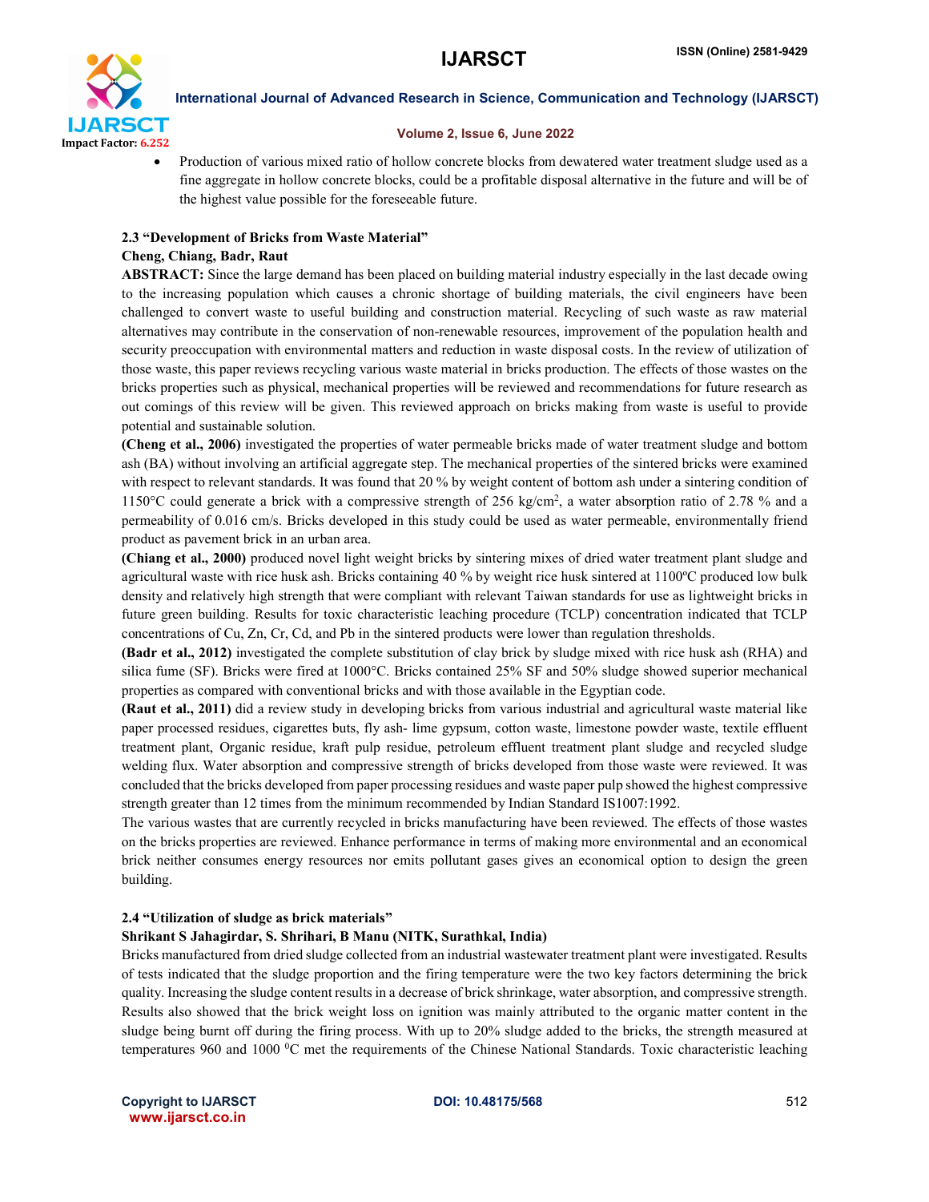- Production of various mixed ratio of hollow concrete blocks from dewatered water treatment sludge used as a fine aggregate in hollow concrete blocks, could be a profitable disposal alternative in the future and will be of the highest value possible for the foreseeable future.

### 2.3 "Development of Bricks from Waste Material"

**Cheng, Chiang, Badr, Raut**

**ABSTRACT:** Since the large demand has been placed on building material industry especially in the last decade owing to the increasing population which causes a chronic shortage of building materials, the civil engineers have been challenged to convert waste to useful building and construction material. Recycling of such waste as raw material alternatives may contribute in the conservation of non-renewable resources, improvement of the population health and security preoccupation with environmental matters and reduction in waste disposal costs. In the review of utilization of those waste, this paper reviews recycling various waste material in bricks production. The effects of those wastes on the bricks properties such as physical, mechanical properties will be reviewed and recommendations for future research as out comings of this review will be given. This reviewed approach on bricks making from waste is useful to provide potential and sustainable solution.

**(Cheng et al., 2006)** investigated the properties of water permeable bricks made of water treatment sludge and bottom ash (BA) without involving an artificial aggregate step. The mechanical properties of the sintered bricks were examined with respect to relevant standards. It was found that 20 % by weight content of bottom ash under a sintering condition of 1150°C could generate a brick with a compressive strength of 256 kg/cm$^2$, a water absorption ratio of 2.78 % and a permeability of 0.016 cm/s. Bricks developed in this study could be used as water permeable, environmentally friend product as pavement brick in an urban area.

**(Chiang et al., 2000)** produced novel light weight bricks by sintering mixes of dried water treatment plant sludge and agricultural waste with rice husk ash. Bricks containing 40 % by weight rice husk sintered at 1100ºC produced low bulk density and relatively high strength that were compliant with relevant Taiwan standards for use as lightweight bricks in future green building. Results for toxic characteristic leaching procedure (TCLP) concentration indicated that TCLP concentrations of Cu, Zn, Cr, Cd, and Pb in the sintered products were lower than regulation thresholds.

**(Badr et al., 2012)** investigated the complete substitution of clay brick by sludge mixed with rice husk ash (RHA) and silica fume (SF). Bricks were fired at 1000°C. Bricks contained 25% SF and 50% sludge showed superior mechanical properties as compared with conventional bricks and with those available in the Egyptian code.

**(Raut et al., 2011)** did a review study in developing bricks from various industrial and agricultural waste material like paper processed residues, cigarettes buts, fly ash- lime gypsum, cotton waste, limestone powder waste, textile effluent treatment plant, Organic residue, kraft pulp residue, petroleum effluent treatment plant sludge and recycled sludge welding flux. Water absorption and compressive strength of bricks developed from those waste were reviewed. It was concluded that the bricks developed from paper processing residues and waste paper pulp showed the highest compressive strength greater than 12 times from the minimum recommended by Indian Standard IS1007:1992.

The various wastes that are currently recycled in bricks manufacturing have been reviewed. The effects of those wastes on the bricks properties are reviewed. Enhance performance in terms of making more environmental and an economical brick neither consumes energy resources nor emits pollutant gases gives an economical option to design the green building.

### 2.4 "Utilization of sludge as brick materials"

**Shrikant S Jahagirdar, S. Shrihari, B Manu (NITK, Surathkal, India)**

Bricks manufactured from dried sludge collected from an industrial wastewater treatment plant were investigated. Results of tests indicated that the sludge proportion and the firing temperature were the two key factors determining the brick quality. Increasing the sludge content results in a decrease of brick shrinkage, water absorption, and compressive strength. Results also showed that the brick weight loss on ignition was mainly attributed to the organic matter content in the sludge being burnt off during the firing process. With up to 20% sludge added to the bricks, the strength measured at temperatures 960 and 1000 $^0$C met the requirements of the Chinese National Standards. Toxic characteristic leaching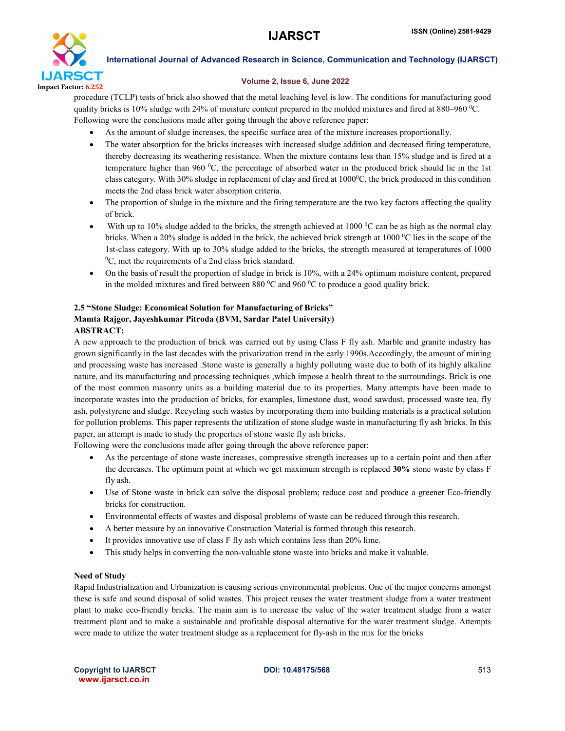procedure (TCLP) tests of brick also showed that the metal leaching level is low. The conditions for manufacturing good quality bricks is 10% sludge with 24% of moisture content prepared in the molded mixtures and fired at 880–960 $^0$C. Following were the conclusions made after going through the above reference paper:

- As the amount of sludge increases, the specific surface area of the mixture increases proportionally.
- The water absorption for the bricks increases with increased sludge addition and decreased firing temperature, thereby decreasing its weathering resistance. When the mixture contains less than 15% sludge and is fired at a temperature higher than 960 $^0$C, the percentage of absorbed water in the produced brick should lie in the 1st class category. With 30% sludge in replacement of clay and fired at 1000$^0$C, the brick produced in this condition meets the 2nd class brick water absorption criteria.
- The proportion of sludge in the mixture and the firing temperature are the two key factors affecting the quality of brick.
- With up to 10% sludge added to the bricks, the strength achieved at 1000 $^0$C can be as high as the normal clay bricks. When a 20% sludge is added in the brick, the achieved brick strength at 1000 $^0$C lies in the scope of the 1st-class category. With up to 30% sludge added to the bricks, the strength measured at temperatures of 1000 $^0$C, met the requirements of a 2nd class brick standard.
- On the basis of result the proportion of sludge in brick is 10%, with a 24% optimum moisture content, prepared in the molded mixtures and fired between 880 $^0$C and 960 $^0$C to produce a good quality brick.

### 2.5 "Stone Sludge: Economical Solution for Manufacturing of Bricks"

**Mamta Rajgor, Jayeshkumar Pitroda (BVM, Sardar Patel University)**

**ABSTRACT:**

A new approach to the production of brick was carried out by using Class F fly ash. Marble and granite industry has grown significantly in the last decades with the privatization trend in the early 1990s.Accordingly, the amount of mining and processing waste has increased .Stone waste is generally a highly polluting waste due to both of its highly alkaline nature, and its manufacturing and processing techniques ,which impose a health threat to the surroundings. Brick is one of the most common masonry units as a building material due to its properties. Many attempts have been made to incorporate wastes into the production of bricks, for examples, limestone dust, wood sawdust, processed waste tea, fly ash, polystyrene and sludge. Recycling such wastes by incorporating them into building materials is a practical solution for pollution problems. This paper represents the utilization of stone sludge waste in manufacturing fly ash bricks. In this paper, an attempt is made to study the properties of stone waste fly ash bricks.

Following were the conclusions made after going through the above reference paper:

- As the percentage of stone waste increases, compressive strength increases up to a certain point and then after the decreases. The optimum point at which we get maximum strength is replaced **30%** stone waste by class F fly ash.
- Use of Stone waste in brick can solve the disposal problem; reduce cost and produce a greener Eco-friendly bricks for construction.
- Environmental effects of wastes and disposal problems of waste can be reduced through this research.
- A better measure by an innovative Construction Material is formed through this research.
- It provides innovative use of class F fly ash which contains less than 20% lime.
- This study helps in converting the non-valuable stone waste into bricks and make it valuable.

**Need of Study**

Rapid Industrialization and Urbanization is causing serious environmental problems. One of the major concerns amongst these is safe and sound disposal of solid wastes. This project reuses the water treatment sludge from a water treatment plant to make eco-friendly bricks. The main aim is to increase the value of the water treatment sludge from a water treatment plant and to make a sustainable and profitable disposal alternative for the water treatment sludge. Attempts were made to utilize the water treatment sludge as a replacement for fly-ash in the mix for the bricks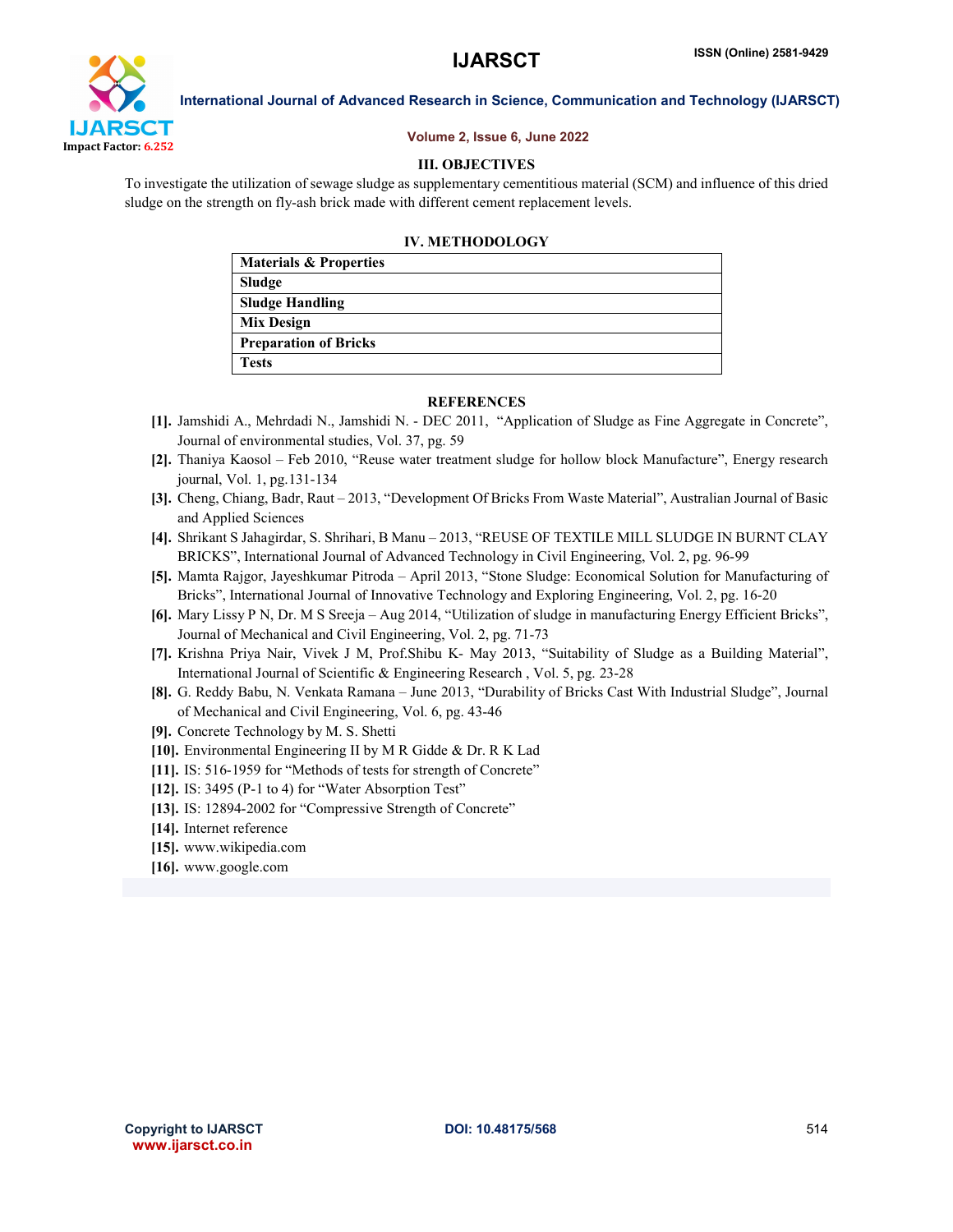### III. OBJECTIVES

To investigate the utilization of sewage sludge as supplementary cementitious material (SCM) and influence of this dried sludge on the strength on fly-ash brick made with different cement replacement levels.

### IV. METHODOLOGY

| |
|---|
| **Materials & Properties** |
| **Sludge** |
| **Sludge Handling** |
| **Mix Design** |
| **Preparation of Bricks** |
| **Tests** |

### REFERENCES

**[1].** Jamshidi A., Mehrdadi N., Jamshidi N. - DEC 2011, "Application of Sludge as Fine Aggregate in Concrete", Journal of environmental studies, Vol. 37, pg. 59

**[2].** Thaniya Kaosol – Feb 2010, "Reuse water treatment sludge for hollow block Manufacture", Energy research journal, Vol. 1, pg.131-134

**[3].** Cheng, Chiang, Badr, Raut – 2013, "Development Of Bricks From Waste Material", Australian Journal of Basic and Applied Sciences

**[4].** Shrikant S Jahagirdar, S. Shrihari, B Manu – 2013, "REUSE OF TEXTILE MILL SLUDGE IN BURNT CLAY BRICKS", International Journal of Advanced Technology in Civil Engineering, Vol. 2, pg. 96-99

**[5].** Mamta Rajgor, Jayeshkumar Pitroda – April 2013, "Stone Sludge: Economical Solution for Manufacturing of Bricks", International Journal of Innovative Technology and Exploring Engineering, Vol. 2, pg. 16-20

**[6].** Mary Lissy P N, Dr. M S Sreeja – Aug 2014, "Utilization of sludge in manufacturing Energy Efficient Bricks", Journal of Mechanical and Civil Engineering, Vol. 2, pg. 71-73

**[7].** Krishna Priya Nair, Vivek J M, Prof.Shibu K- May 2013, "Suitability of Sludge as a Building Material", International Journal of Scientific & Engineering Research , Vol. 5, pg. 23-28

**[8].** G. Reddy Babu, N. Venkata Ramana – June 2013, "Durability of Bricks Cast With Industrial Sludge", Journal of Mechanical and Civil Engineering, Vol. 6, pg. 43-46

**[9].** Concrete Technology by M. S. Shetti

**[10].** Environmental Engineering II by M R Gidde & Dr. R K Lad

**[11].** IS: 516-1959 for "Methods of tests for strength of Concrete"

**[12].** IS: 3495 (P-1 to 4) for "Water Absorption Test"

**[13].** IS: 12894-2002 for "Compressive Strength of Concrete"

**[14].** Internet reference

**[15].** www.wikipedia.com

**[16].** www.google.com